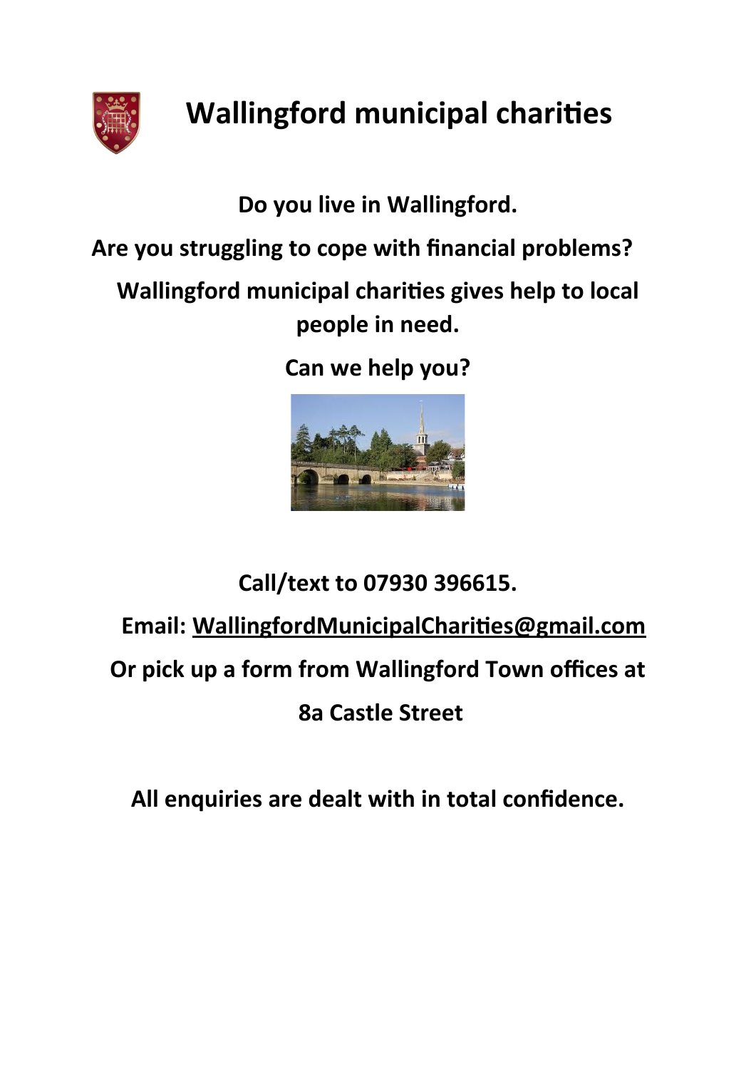# Wallingford municipal charities

**Do you live in Wallingford.**

**Are you struggling to cope with financial problems?**

**Wallingford municipal charities gives help to local people in need.**

**Can we help you?**

**Call/text to 07930 396615.**

**Email: WallingfordMunicipalCharities@gmail.com**

**Or pick up a form from Wallingford Town offices at**

**8a Castle Street**

**All enquiries are dealt with in total confidence.**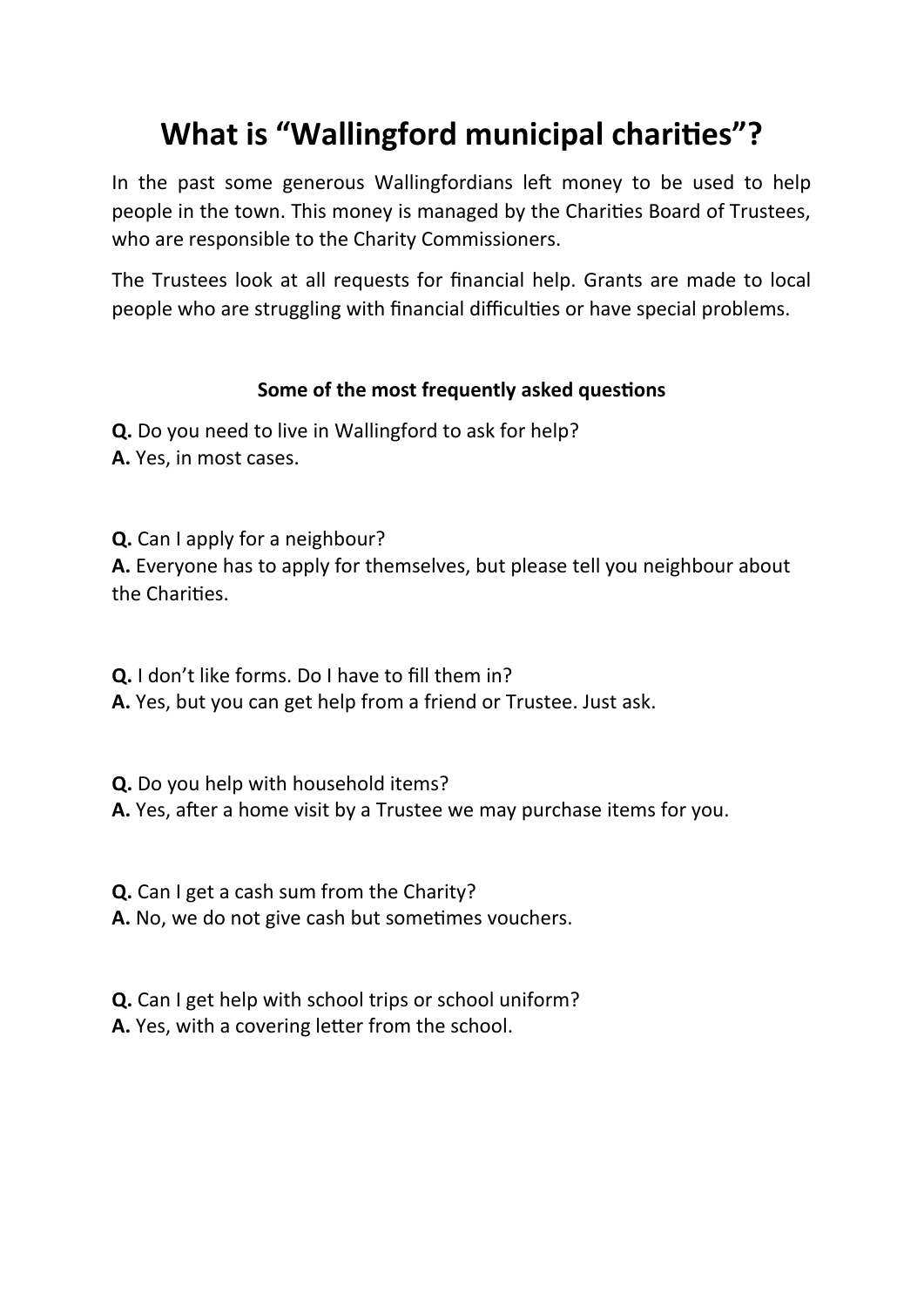# What is “Wallingford municipal charities”?

In the past some generous Wallingfordians left money to be used to help people in the town. This money is managed by the Charities Board of Trustees, who are responsible to the Charity Commissioners.

The Trustees look at all requests for financial help. Grants are made to local people who are struggling with financial difficulties or have special problems.

### Some of the most frequently asked questions

**Q.** Do you need to live in Wallingford to ask for help?
**A.** Yes, in most cases.

**Q.** Can I apply for a neighbour?
**A.** Everyone has to apply for themselves, but please tell you neighbour about the Charities.

**Q.** I don’t like forms. Do I have to fill them in?
**A.** Yes, but you can get help from a friend or Trustee. Just ask.

**Q.** Do you help with household items?
**A.** Yes, after a home visit by a Trustee we may purchase items for you.

**Q.** Can I get a cash sum from the Charity?
**A.** No, we do not give cash but sometimes vouchers.

**Q.** Can I get help with school trips or school uniform?
**A.** Yes, with a covering letter from the school.